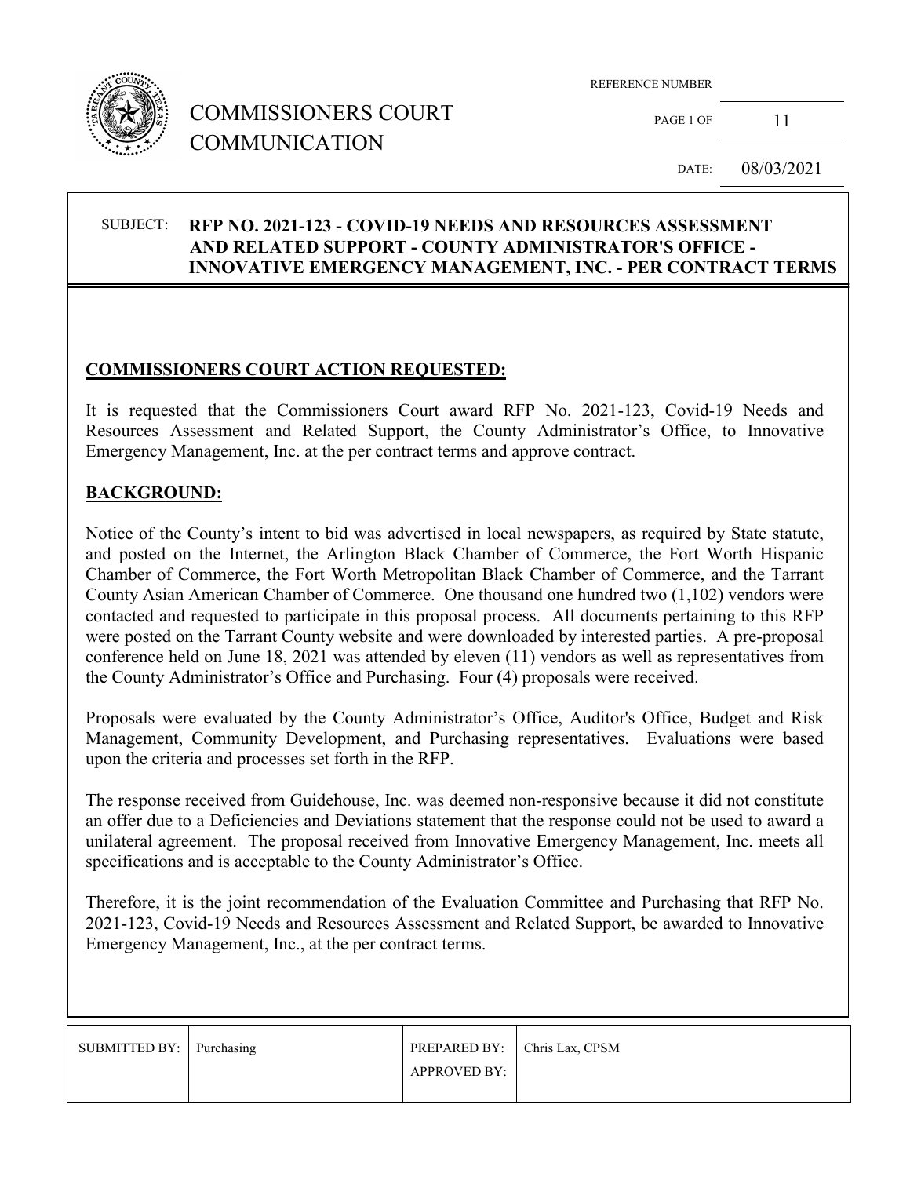# COMMISSIONERS COURT COMMUNICATION

REFERENCE NUMBER

DATE: 08/03/2021

SUBJECT: **RFP NO. 2021-123 - COVID-19 NEEDS AND RESOURCES ASSESSMENT AND RELATED SUPPORT - COUNTY ADMINISTRATOR'S OFFICE - INNOVATIVE EMERGENCY MANAGEMENT, INC. - PER CONTRACT TERMS**

## COMMISSIONERS COURT ACTION REQUESTED:

It is requested that the Commissioners Court award RFP No. 2021-123, Covid-19 Needs and Resources Assessment and Related Support, the County Administrator's Office, to Innovative Emergency Management, Inc. at the per contract terms and approve contract.

## BACKGROUND:

Notice of the County's intent to bid was advertised in local newspapers, as required by State statute, and posted on the Internet, the Arlington Black Chamber of Commerce, the Fort Worth Hispanic Chamber of Commerce, the Fort Worth Metropolitan Black Chamber of Commerce, and the Tarrant County Asian American Chamber of Commerce. One thousand one hundred two (1,102) vendors were contacted and requested to participate in this proposal process. All documents pertaining to this RFP were posted on the Tarrant County website and were downloaded by interested parties. A pre-proposal conference held on June 18, 2021 was attended by eleven (11) vendors as well as representatives from the County Administrator's Office and Purchasing. Four (4) proposals were received.

Proposals were evaluated by the County Administrator's Office, Auditor's Office, Budget and Risk Management, Community Development, and Purchasing representatives. Evaluations were based upon the criteria and processes set forth in the RFP.

The response received from Guidehouse, Inc. was deemed non-responsive because it did not constitute an offer due to a Deficiencies and Deviations statement that the response could not be used to award a unilateral agreement. The proposal received from Innovative Emergency Management, Inc. meets all specifications and is acceptable to the County Administrator's Office.

Therefore, it is the joint recommendation of the Evaluation Committee and Purchasing that RFP No. 2021-123, Covid-19 Needs and Resources Assessment and Related Support, be awarded to Innovative Emergency Management, Inc., at the per contract terms.

| SUBMITTED BY: | Purchasing | PREPARED BY: | Chris Lax, CPSM |
| --- | --- | --- | --- |
| | | APPROVED BY: | |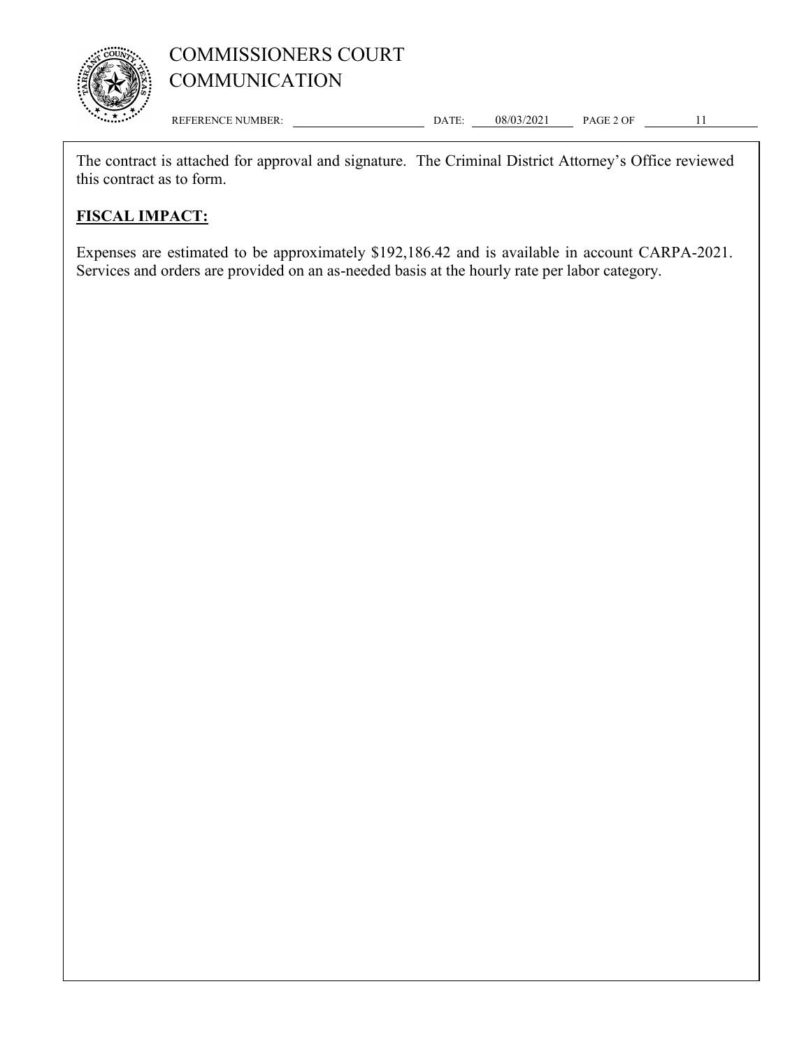The contract is attached for approval and signature. The Criminal District Attorney's Office reviewed this contract as to form.

**FISCAL IMPACT:**

Expenses are estimated to be approximately $192,186.42 and is available in account CARPA-2021. Services and orders are provided on an as-needed basis at the hourly rate per labor category.